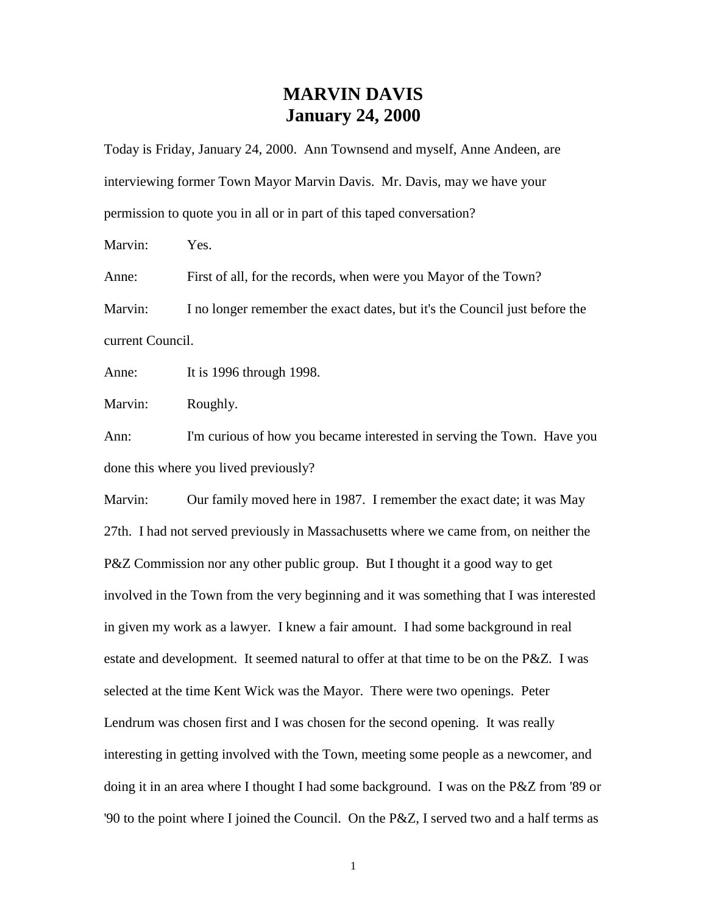# MARVIN DAVIS
# January 24, 2000

Today is Friday, January 24, 2000. Ann Townsend and myself, Anne Andeen, are interviewing former Town Mayor Marvin Davis. Mr. Davis, may we have your permission to quote you in all or in part of this taped conversation?

Marvin: Yes.

Anne: First of all, for the records, when were you Mayor of the Town?

Marvin: I no longer remember the exact dates, but it's the Council just before the current Council.

Anne: It is 1996 through 1998.

Marvin: Roughly.

Ann: I'm curious of how you became interested in serving the Town. Have you done this where you lived previously?

Marvin: Our family moved here in 1987. I remember the exact date; it was May 27th. I had not served previously in Massachusetts where we came from, on neither the P&Z Commission nor any other public group. But I thought it a good way to get involved in the Town from the very beginning and it was something that I was interested in given my work as a lawyer. I knew a fair amount. I had some background in real estate and development. It seemed natural to offer at that time to be on the P&Z. I was selected at the time Kent Wick was the Mayor. There were two openings. Peter Lendrum was chosen first and I was chosen for the second opening. It was really interesting in getting involved with the Town, meeting some people as a newcomer, and doing it in an area where I thought I had some background. I was on the P&Z from '89 or '90 to the point where I joined the Council. On the P&Z, I served two and a half terms as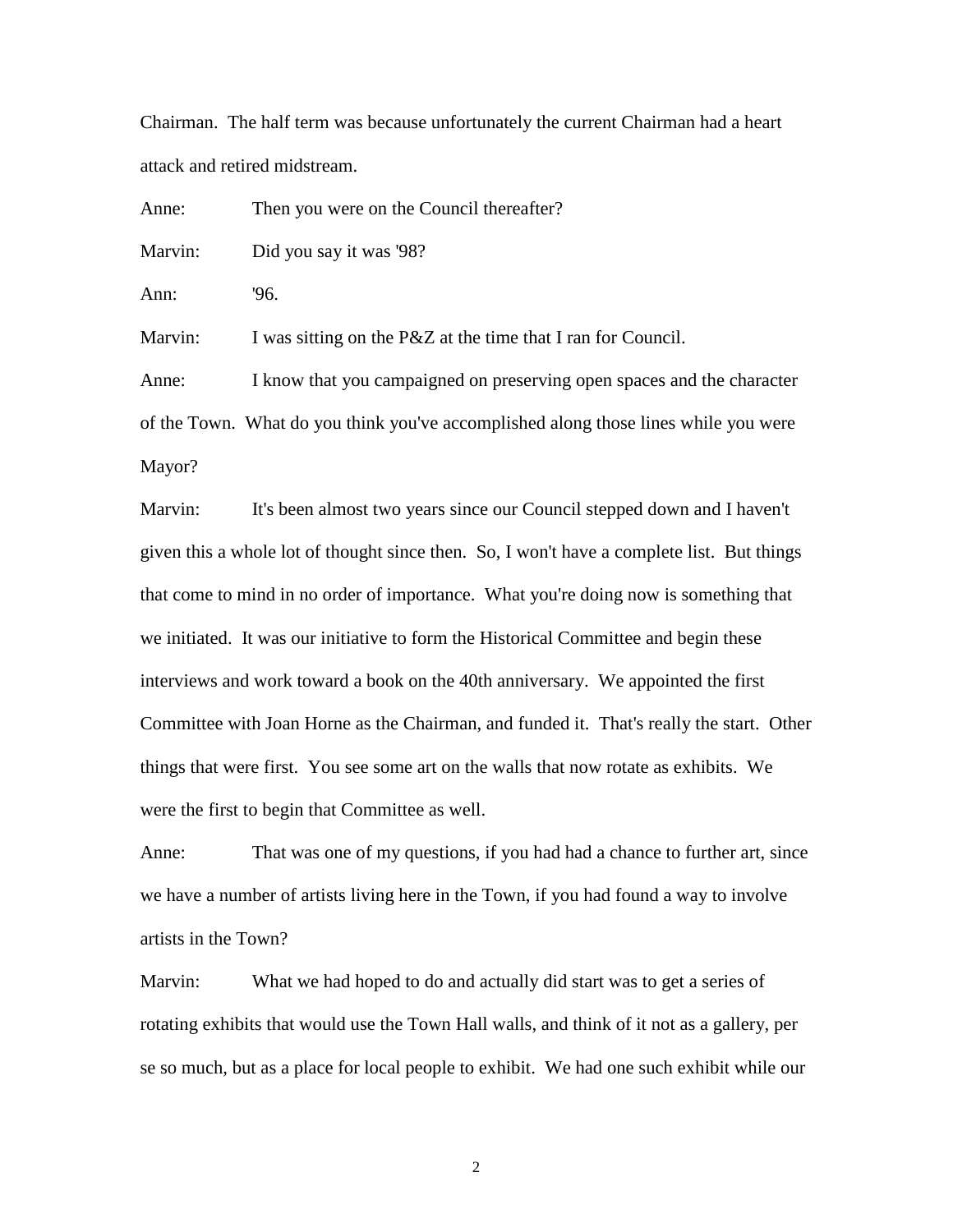Chairman. The half term was because unfortunately the current Chairman had a heart attack and retired midstream.

Anne: Then you were on the Council thereafter?

Marvin: Did you say it was '98?

Ann: '96.

Marvin: I was sitting on the P&Z at the time that I ran for Council.

Anne: I know that you campaigned on preserving open spaces and the character of the Town. What do you think you've accomplished along those lines while you were Mayor?

Marvin: It's been almost two years since our Council stepped down and I haven't given this a whole lot of thought since then. So, I won't have a complete list. But things that come to mind in no order of importance. What you're doing now is something that we initiated. It was our initiative to form the Historical Committee and begin these interviews and work toward a book on the 40th anniversary. We appointed the first Committee with Joan Horne as the Chairman, and funded it. That's really the start. Other things that were first. You see some art on the walls that now rotate as exhibits. We were the first to begin that Committee as well.

Anne: That was one of my questions, if you had had a chance to further art, since we have a number of artists living here in the Town, if you had found a way to involve artists in the Town?

Marvin: What we had hoped to do and actually did start was to get a series of rotating exhibits that would use the Town Hall walls, and think of it not as a gallery, per se so much, but as a place for local people to exhibit. We had one such exhibit while our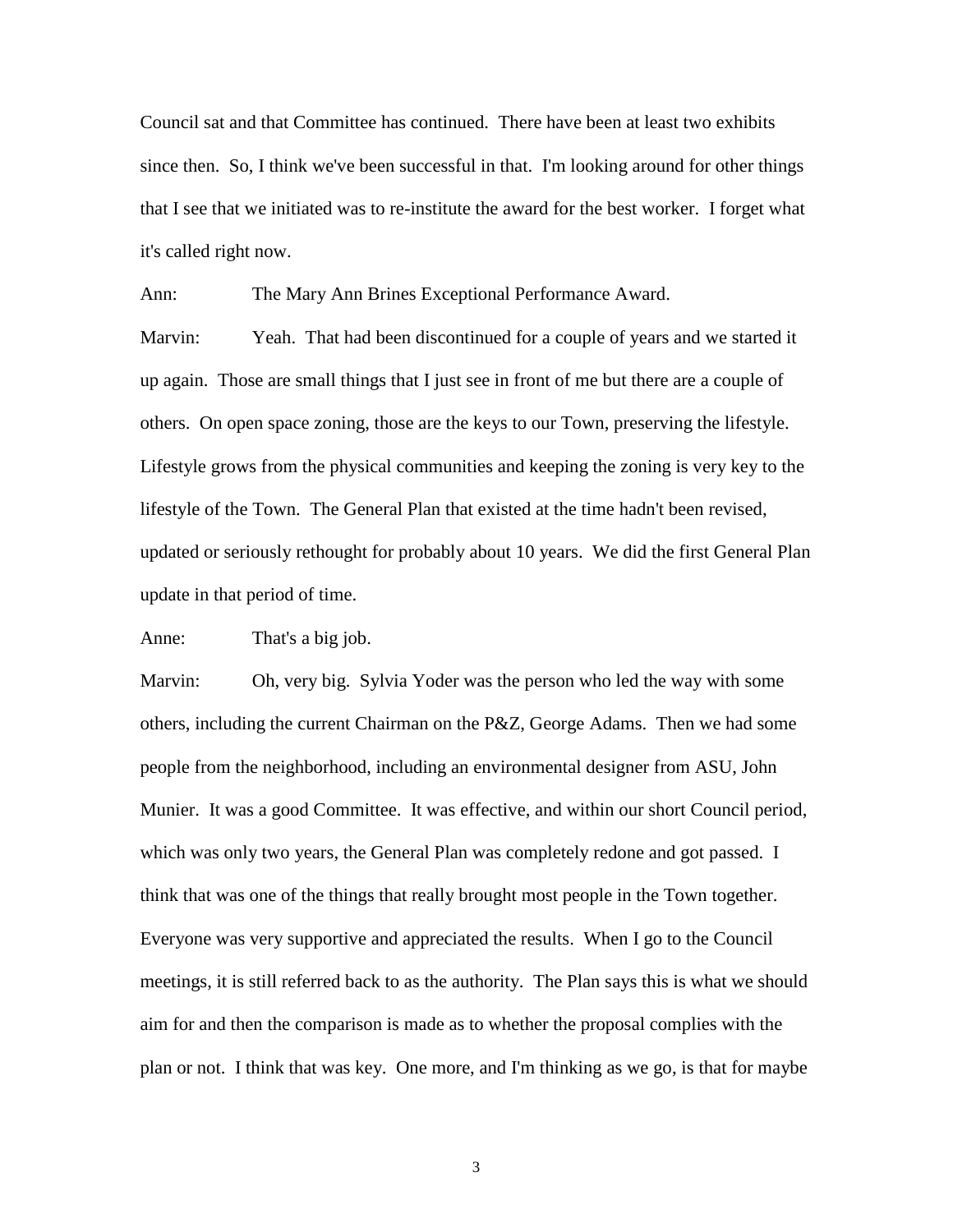Council sat and that Committee has continued. There have been at least two exhibits since then. So, I think we've been successful in that. I'm looking around for other things that I see that we initiated was to re-institute the award for the best worker. I forget what it's called right now.

Ann: The Mary Ann Brines Exceptional Performance Award.

Marvin: Yeah. That had been discontinued for a couple of years and we started it up again. Those are small things that I just see in front of me but there are a couple of others. On open space zoning, those are the keys to our Town, preserving the lifestyle. Lifestyle grows from the physical communities and keeping the zoning is very key to the lifestyle of the Town. The General Plan that existed at the time hadn't been revised, updated or seriously rethought for probably about 10 years. We did the first General Plan update in that period of time.

Anne: That's a big job.

Marvin: Oh, very big. Sylvia Yoder was the person who led the way with some others, including the current Chairman on the P&Z, George Adams. Then we had some people from the neighborhood, including an environmental designer from ASU, John Munier. It was a good Committee. It was effective, and within our short Council period, which was only two years, the General Plan was completely redone and got passed. I think that was one of the things that really brought most people in the Town together. Everyone was very supportive and appreciated the results. When I go to the Council meetings, it is still referred back to as the authority. The Plan says this is what we should aim for and then the comparison is made as to whether the proposal complies with the plan or not. I think that was key. One more, and I'm thinking as we go, is that for maybe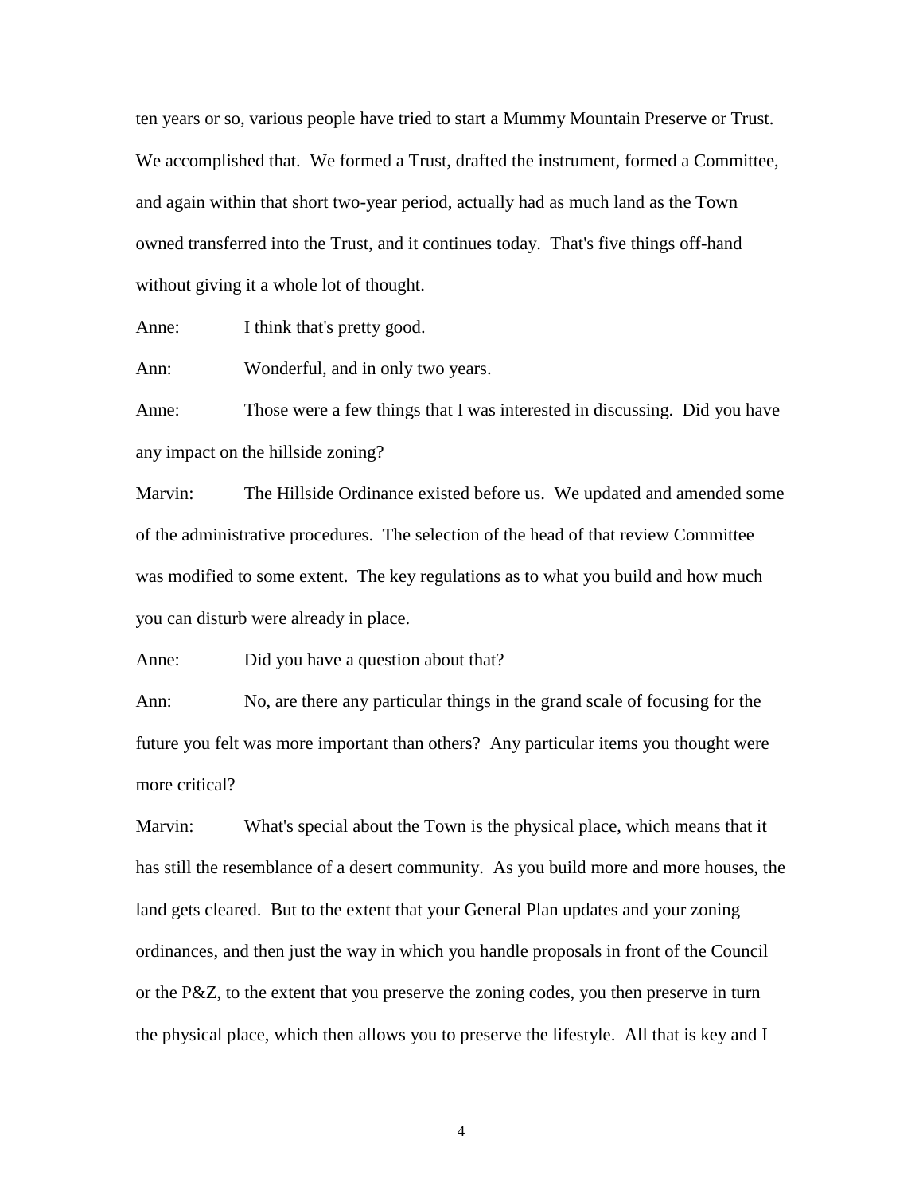ten years or so, various people have tried to start a Mummy Mountain Preserve or Trust. We accomplished that. We formed a Trust, drafted the instrument, formed a Committee, and again within that short two-year period, actually had as much land as the Town owned transferred into the Trust, and it continues today. That's five things off-hand without giving it a whole lot of thought.

Anne: I think that's pretty good.

Ann: Wonderful, and in only two years.

Anne: Those were a few things that I was interested in discussing. Did you have any impact on the hillside zoning?

Marvin: The Hillside Ordinance existed before us. We updated and amended some of the administrative procedures. The selection of the head of that review Committee was modified to some extent. The key regulations as to what you build and how much you can disturb were already in place.

Anne: Did you have a question about that?

Ann: No, are there any particular things in the grand scale of focusing for the future you felt was more important than others? Any particular items you thought were more critical?

Marvin: What's special about the Town is the physical place, which means that it has still the resemblance of a desert community. As you build more and more houses, the land gets cleared. But to the extent that your General Plan updates and your zoning ordinances, and then just the way in which you handle proposals in front of the Council or the P&Z, to the extent that you preserve the zoning codes, you then preserve in turn the physical place, which then allows you to preserve the lifestyle. All that is key and I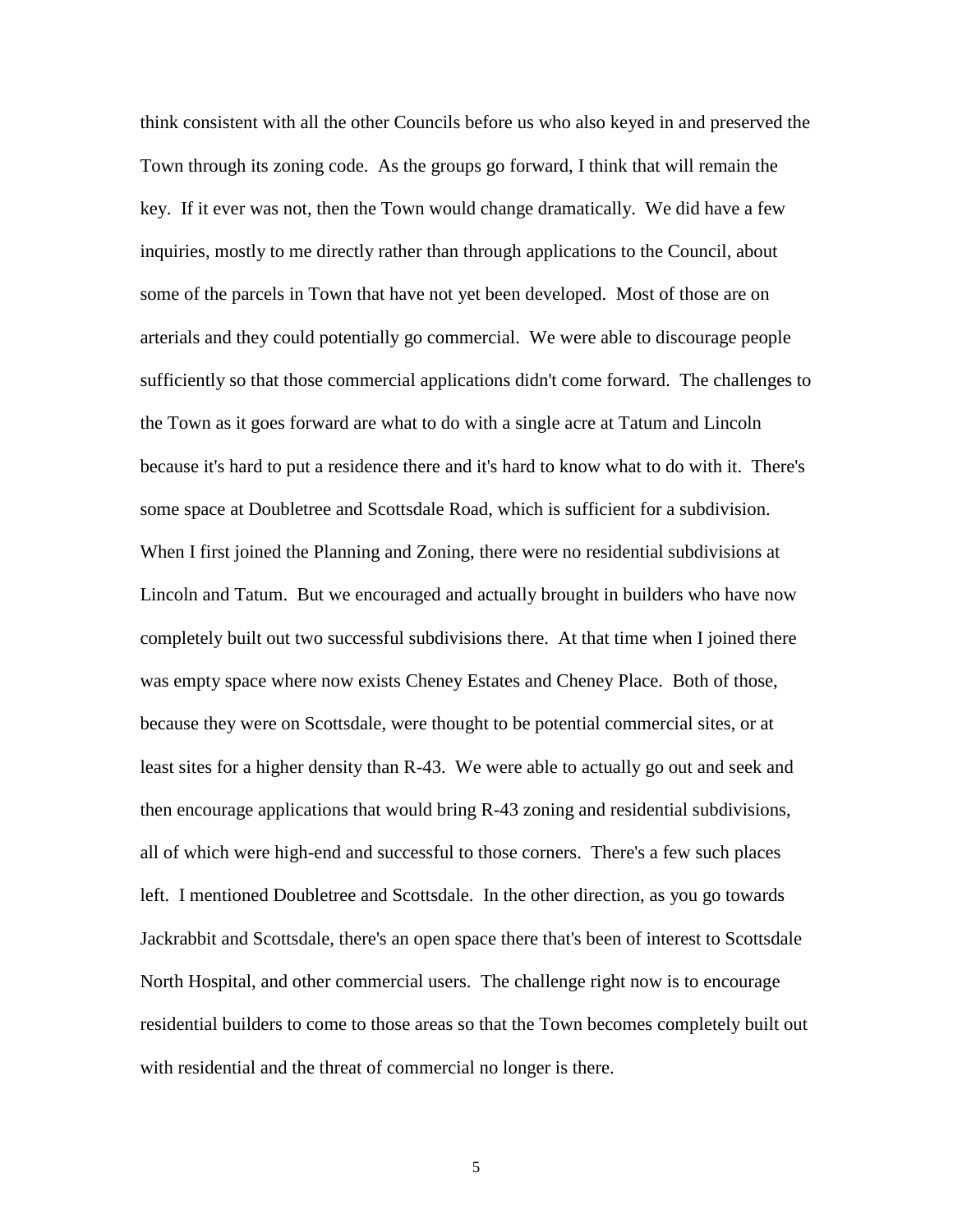think consistent with all the other Councils before us who also keyed in and preserved the Town through its zoning code. As the groups go forward, I think that will remain the key. If it ever was not, then the Town would change dramatically. We did have a few inquiries, mostly to me directly rather than through applications to the Council, about some of the parcels in Town that have not yet been developed. Most of those are on arterials and they could potentially go commercial. We were able to discourage people sufficiently so that those commercial applications didn't come forward. The challenges to the Town as it goes forward are what to do with a single acre at Tatum and Lincoln because it's hard to put a residence there and it's hard to know what to do with it. There's some space at Doubletree and Scottsdale Road, which is sufficient for a subdivision. When I first joined the Planning and Zoning, there were no residential subdivisions at Lincoln and Tatum. But we encouraged and actually brought in builders who have now completely built out two successful subdivisions there. At that time when I joined there was empty space where now exists Cheney Estates and Cheney Place. Both of those, because they were on Scottsdale, were thought to be potential commercial sites, or at least sites for a higher density than R-43. We were able to actually go out and seek and then encourage applications that would bring R-43 zoning and residential subdivisions, all of which were high-end and successful to those corners. There's a few such places left. I mentioned Doubletree and Scottsdale. In the other direction, as you go towards Jackrabbit and Scottsdale, there's an open space there that's been of interest to Scottsdale North Hospital, and other commercial users. The challenge right now is to encourage residential builders to come to those areas so that the Town becomes completely built out with residential and the threat of commercial no longer is there.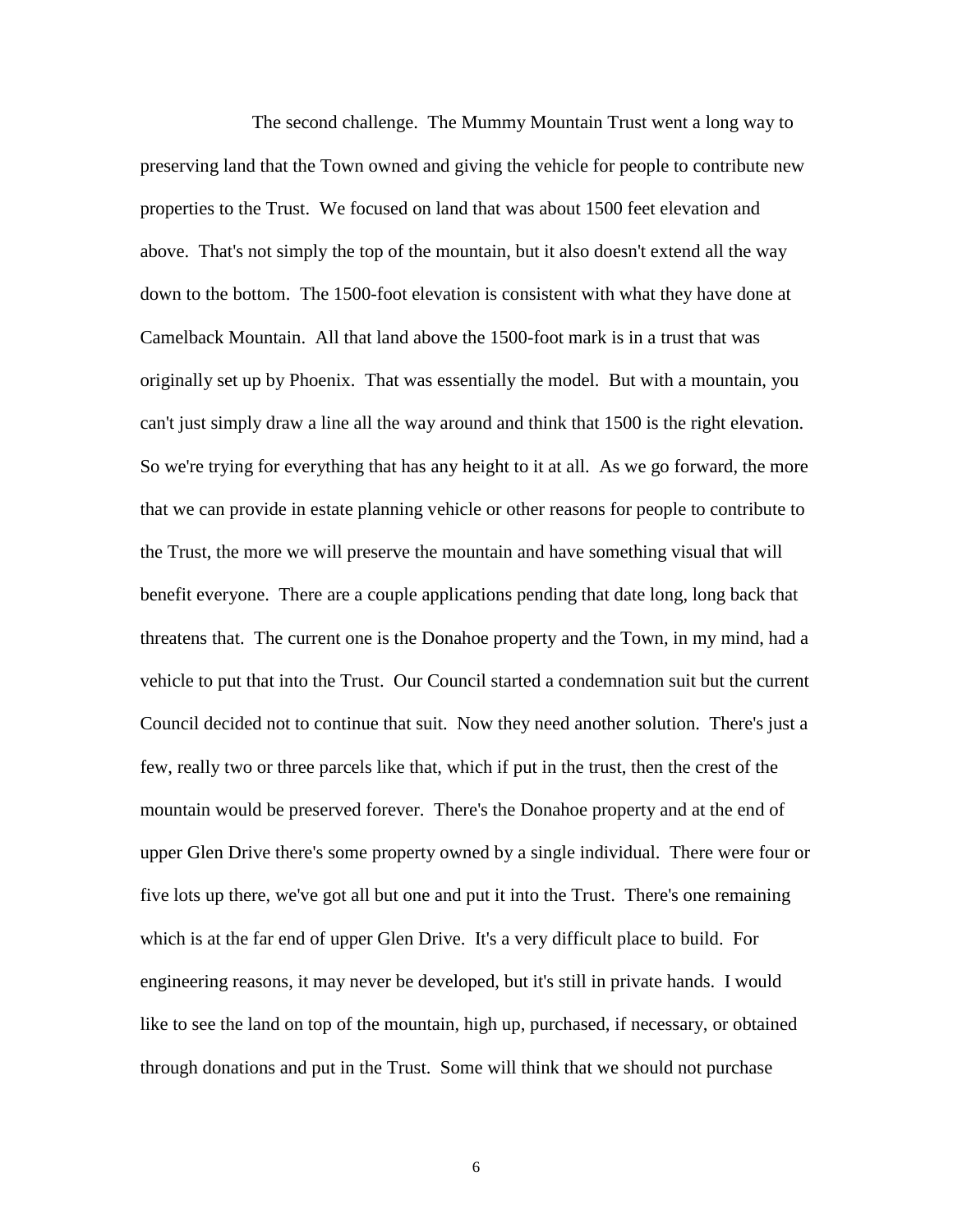The second challenge. The Mummy Mountain Trust went a long way to preserving land that the Town owned and giving the vehicle for people to contribute new properties to the Trust. We focused on land that was about 1500 feet elevation and above. That's not simply the top of the mountain, but it also doesn't extend all the way down to the bottom. The 1500-foot elevation is consistent with what they have done at Camelback Mountain. All that land above the 1500-foot mark is in a trust that was originally set up by Phoenix. That was essentially the model. But with a mountain, you can't just simply draw a line all the way around and think that 1500 is the right elevation. So we're trying for everything that has any height to it at all. As we go forward, the more that we can provide in estate planning vehicle or other reasons for people to contribute to the Trust, the more we will preserve the mountain and have something visual that will benefit everyone. There are a couple applications pending that date long, long back that threatens that. The current one is the Donahoe property and the Town, in my mind, had a vehicle to put that into the Trust. Our Council started a condemnation suit but the current Council decided not to continue that suit. Now they need another solution. There's just a few, really two or three parcels like that, which if put in the trust, then the crest of the mountain would be preserved forever. There's the Donahoe property and at the end of upper Glen Drive there's some property owned by a single individual. There were four or five lots up there, we've got all but one and put it into the Trust. There's one remaining which is at the far end of upper Glen Drive. It's a very difficult place to build. For engineering reasons, it may never be developed, but it's still in private hands. I would like to see the land on top of the mountain, high up, purchased, if necessary, or obtained through donations and put in the Trust. Some will think that we should not purchase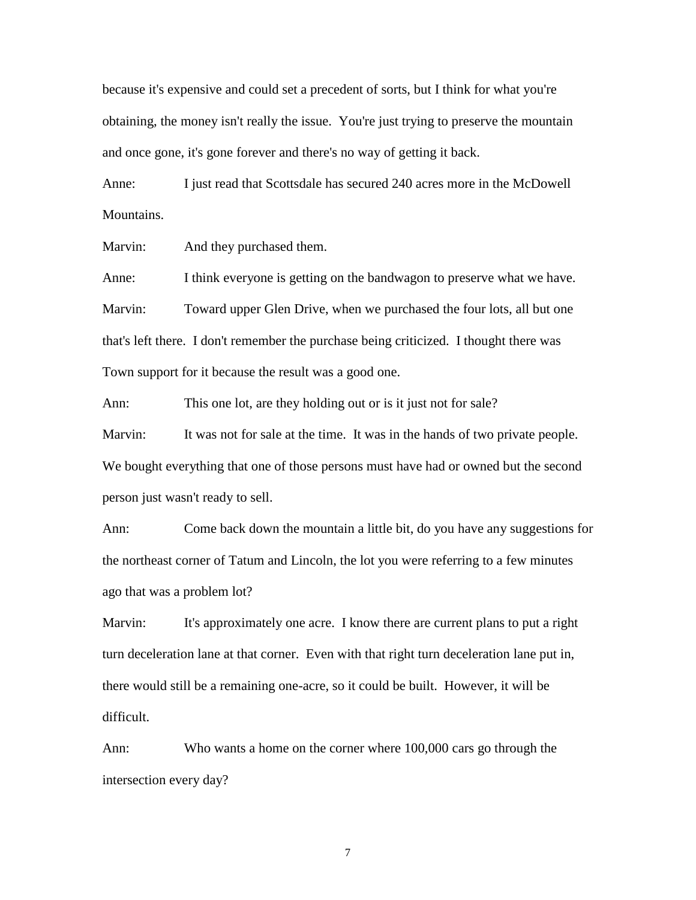because it's expensive and could set a precedent of sorts, but I think for what you're obtaining, the money isn't really the issue. You're just trying to preserve the mountain and once gone, it's gone forever and there's no way of getting it back.

Anne: I just read that Scottsdale has secured 240 acres more in the McDowell Mountains.

Marvin: And they purchased them.

Anne: I think everyone is getting on the bandwagon to preserve what we have.

Marvin: Toward upper Glen Drive, when we purchased the four lots, all but one that's left there. I don't remember the purchase being criticized. I thought there was Town support for it because the result was a good one.

Ann: This one lot, are they holding out or is it just not for sale?

Marvin: It was not for sale at the time. It was in the hands of two private people. We bought everything that one of those persons must have had or owned but the second person just wasn't ready to sell.

Ann: Come back down the mountain a little bit, do you have any suggestions for the northeast corner of Tatum and Lincoln, the lot you were referring to a few minutes ago that was a problem lot?

Marvin: It's approximately one acre. I know there are current plans to put a right turn deceleration lane at that corner. Even with that right turn deceleration lane put in, there would still be a remaining one-acre, so it could be built. However, it will be difficult.

Ann: Who wants a home on the corner where 100,000 cars go through the intersection every day?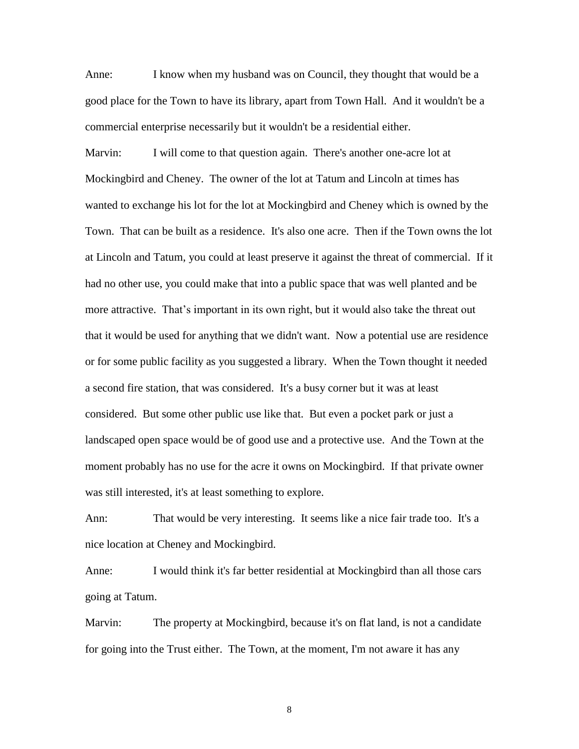Anne: I know when my husband was on Council, they thought that would be a good place for the Town to have its library, apart from Town Hall. And it wouldn't be a commercial enterprise necessarily but it wouldn't be a residential either.

Marvin: I will come to that question again. There's another one-acre lot at Mockingbird and Cheney. The owner of the lot at Tatum and Lincoln at times has wanted to exchange his lot for the lot at Mockingbird and Cheney which is owned by the Town. That can be built as a residence. It's also one acre. Then if the Town owns the lot at Lincoln and Tatum, you could at least preserve it against the threat of commercial. If it had no other use, you could make that into a public space that was well planted and be more attractive. That's important in its own right, but it would also take the threat out that it would be used for anything that we didn't want. Now a potential use are residence or for some public facility as you suggested a library. When the Town thought it needed a second fire station, that was considered. It's a busy corner but it was at least considered. But some other public use like that. But even a pocket park or just a landscaped open space would be of good use and a protective use. And the Town at the moment probably has no use for the acre it owns on Mockingbird. If that private owner was still interested, it's at least something to explore.

Ann: That would be very interesting. It seems like a nice fair trade too. It's a nice location at Cheney and Mockingbird.

Anne: I would think it's far better residential at Mockingbird than all those cars going at Tatum.

Marvin: The property at Mockingbird, because it's on flat land, is not a candidate for going into the Trust either. The Town, at the moment, I'm not aware it has any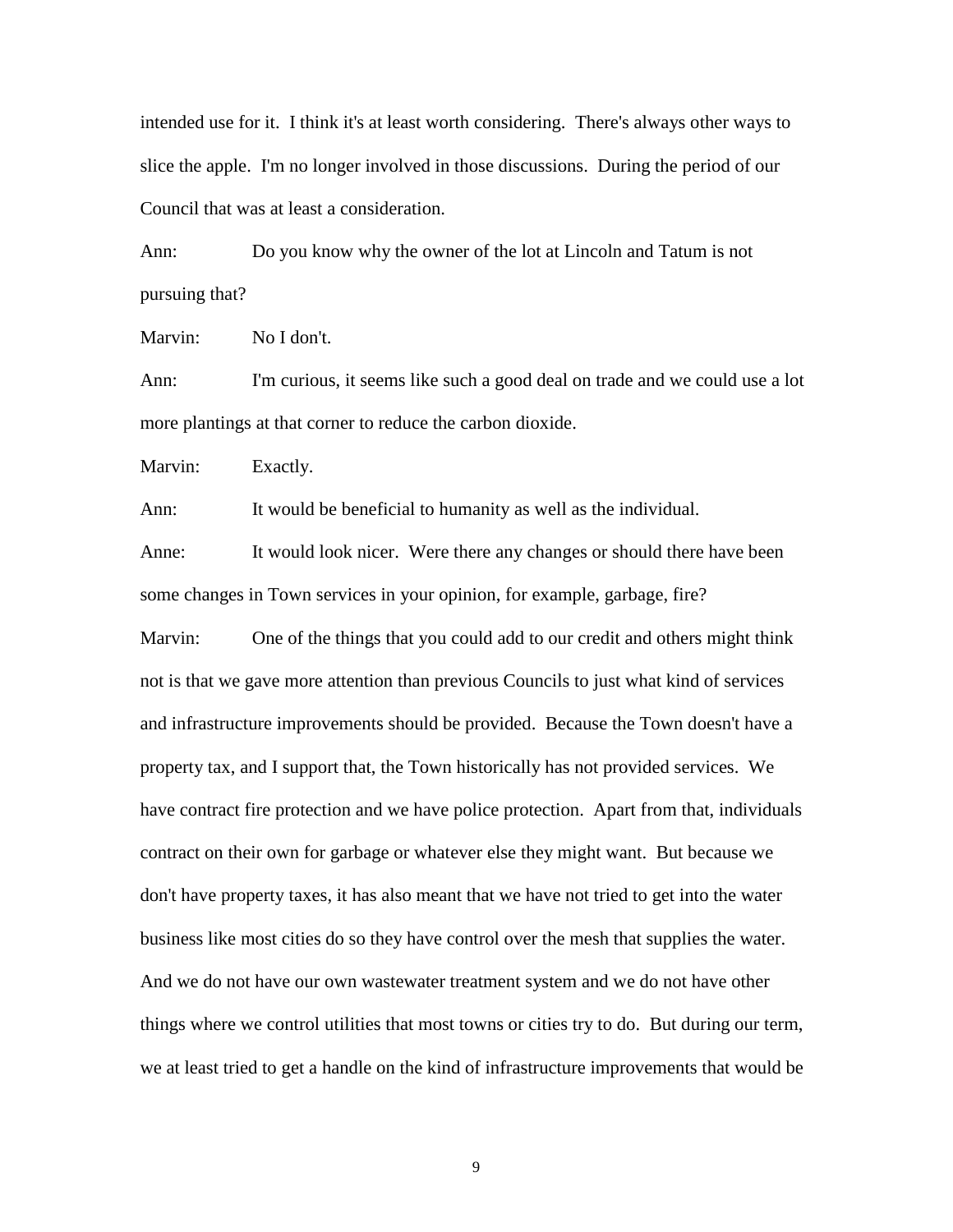intended use for it. I think it's at least worth considering. There's always other ways to slice the apple. I'm no longer involved in those discussions. During the period of our Council that was at least a consideration.

Ann: Do you know why the owner of the lot at Lincoln and Tatum is not pursuing that?

Marvin: No I don't.

Ann: I'm curious, it seems like such a good deal on trade and we could use a lot more plantings at that corner to reduce the carbon dioxide.

Marvin: Exactly.

Ann: It would be beneficial to humanity as well as the individual.

Anne: It would look nicer. Were there any changes or should there have been some changes in Town services in your opinion, for example, garbage, fire?

Marvin: One of the things that you could add to our credit and others might think not is that we gave more attention than previous Councils to just what kind of services and infrastructure improvements should be provided. Because the Town doesn't have a property tax, and I support that, the Town historically has not provided services. We have contract fire protection and we have police protection. Apart from that, individuals contract on their own for garbage or whatever else they might want. But because we don't have property taxes, it has also meant that we have not tried to get into the water business like most cities do so they have control over the mesh that supplies the water. And we do not have our own wastewater treatment system and we do not have other things where we control utilities that most towns or cities try to do. But during our term, we at least tried to get a handle on the kind of infrastructure improvements that would be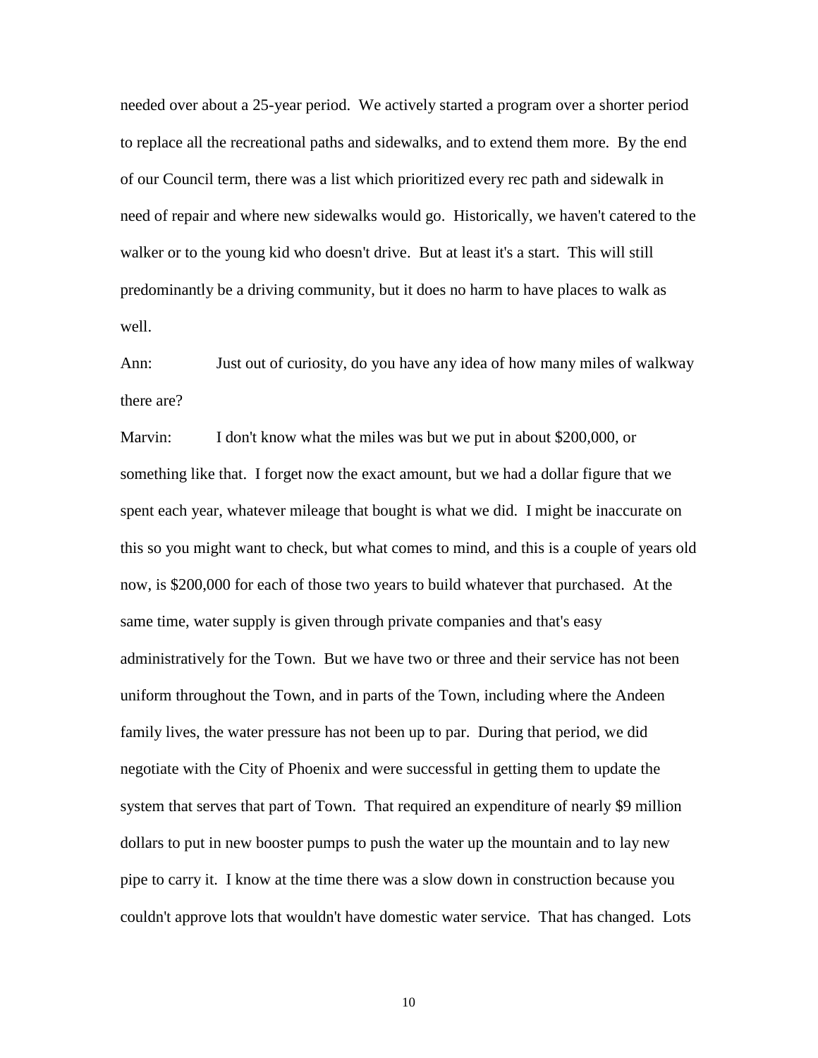needed over about a 25-year period. We actively started a program over a shorter period to replace all the recreational paths and sidewalks, and to extend them more. By the end of our Council term, there was a list which prioritized every rec path and sidewalk in need of repair and where new sidewalks would go. Historically, we haven't catered to the walker or to the young kid who doesn't drive. But at least it's a start. This will still predominantly be a driving community, but it does no harm to have places to walk as well.

Ann: Just out of curiosity, do you have any idea of how many miles of walkway there are?

Marvin: I don't know what the miles was but we put in about $200,000, or something like that. I forget now the exact amount, but we had a dollar figure that we spent each year, whatever mileage that bought is what we did. I might be inaccurate on this so you might want to check, but what comes to mind, and this is a couple of years old now, is $200,000 for each of those two years to build whatever that purchased. At the same time, water supply is given through private companies and that's easy administratively for the Town. But we have two or three and their service has not been uniform throughout the Town, and in parts of the Town, including where the Andeen family lives, the water pressure has not been up to par. During that period, we did negotiate with the City of Phoenix and were successful in getting them to update the system that serves that part of Town. That required an expenditure of nearly $9 million dollars to put in new booster pumps to push the water up the mountain and to lay new pipe to carry it. I know at the time there was a slow down in construction because you couldn't approve lots that wouldn't have domestic water service. That has changed. Lots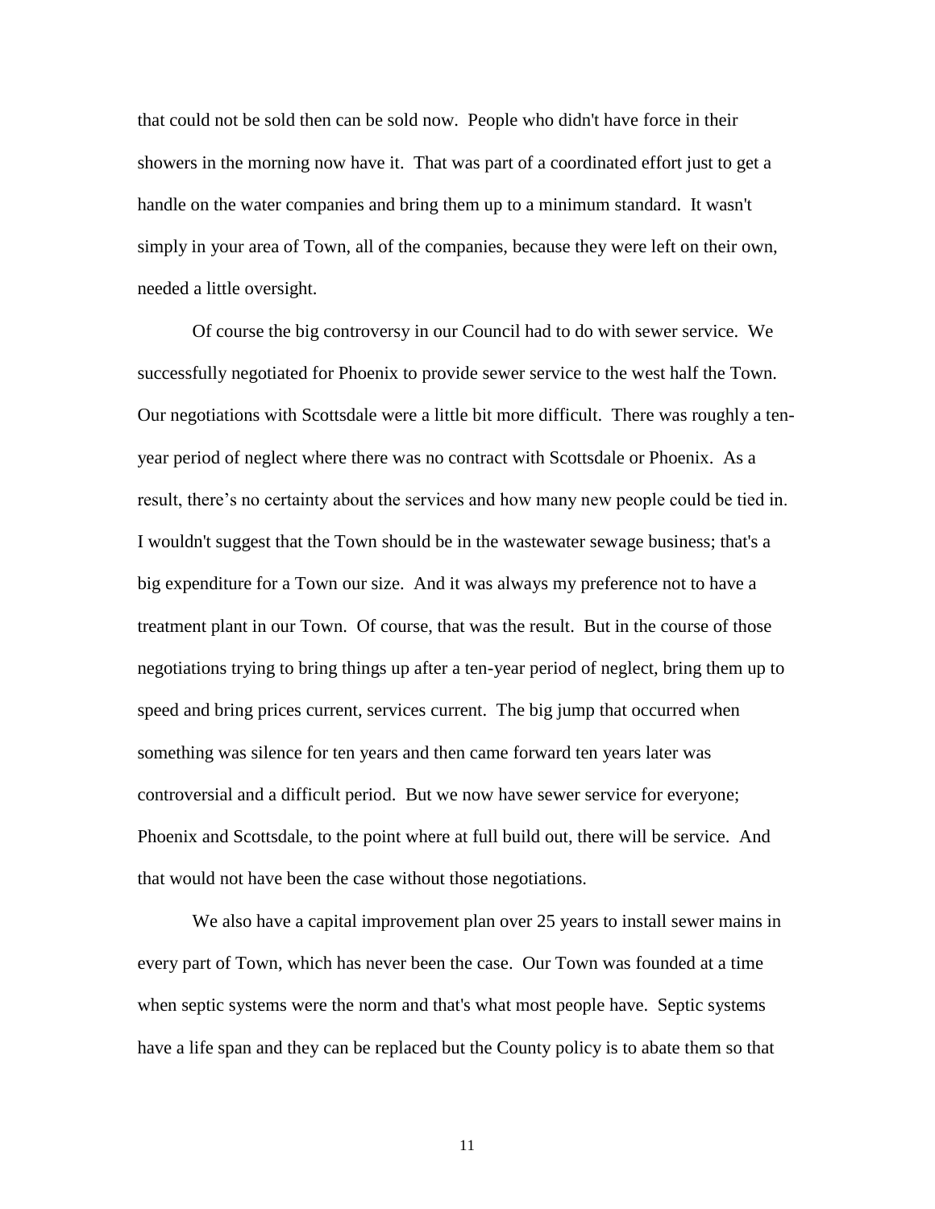that could not be sold then can be sold now. People who didn't have force in their showers in the morning now have it. That was part of a coordinated effort just to get a handle on the water companies and bring them up to a minimum standard. It wasn't simply in your area of Town, all of the companies, because they were left on their own, needed a little oversight.

Of course the big controversy in our Council had to do with sewer service. We successfully negotiated for Phoenix to provide sewer service to the west half the Town. Our negotiations with Scottsdale were a little bit more difficult. There was roughly a ten-year period of neglect where there was no contract with Scottsdale or Phoenix. As a result, there's no certainty about the services and how many new people could be tied in. I wouldn't suggest that the Town should be in the wastewater sewage business; that's a big expenditure for a Town our size. And it was always my preference not to have a treatment plant in our Town. Of course, that was the result. But in the course of those negotiations trying to bring things up after a ten-year period of neglect, bring them up to speed and bring prices current, services current. The big jump that occurred when something was silence for ten years and then came forward ten years later was controversial and a difficult period. But we now have sewer service for everyone; Phoenix and Scottsdale, to the point where at full build out, there will be service. And that would not have been the case without those negotiations.

We also have a capital improvement plan over 25 years to install sewer mains in every part of Town, which has never been the case. Our Town was founded at a time when septic systems were the norm and that's what most people have. Septic systems have a life span and they can be replaced but the County policy is to abate them so that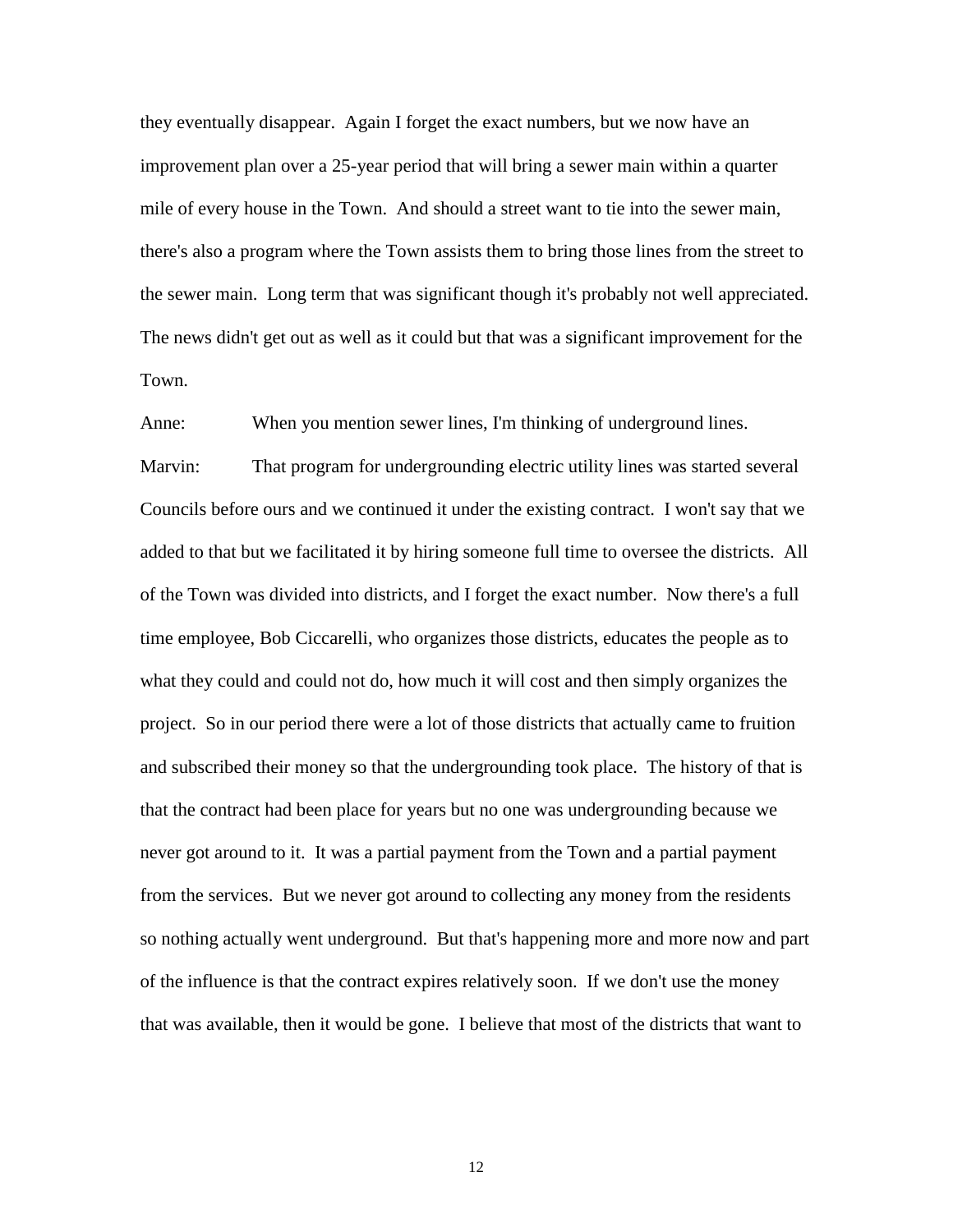they eventually disappear. Again I forget the exact numbers, but we now have an improvement plan over a 25-year period that will bring a sewer main within a quarter mile of every house in the Town. And should a street want to tie into the sewer main, there's also a program where the Town assists them to bring those lines from the street to the sewer main. Long term that was significant though it's probably not well appreciated. The news didn't get out as well as it could but that was a significant improvement for the Town.

Anne: When you mention sewer lines, I'm thinking of underground lines.

Marvin: That program for undergrounding electric utility lines was started several Councils before ours and we continued it under the existing contract. I won't say that we added to that but we facilitated it by hiring someone full time to oversee the districts. All of the Town was divided into districts, and I forget the exact number. Now there's a full time employee, Bob Ciccarelli, who organizes those districts, educates the people as to what they could and could not do, how much it will cost and then simply organizes the project. So in our period there were a lot of those districts that actually came to fruition and subscribed their money so that the undergrounding took place. The history of that is that the contract had been place for years but no one was undergrounding because we never got around to it. It was a partial payment from the Town and a partial payment from the services. But we never got around to collecting any money from the residents so nothing actually went underground. But that's happening more and more now and part of the influence is that the contract expires relatively soon. If we don't use the money that was available, then it would be gone. I believe that most of the districts that want to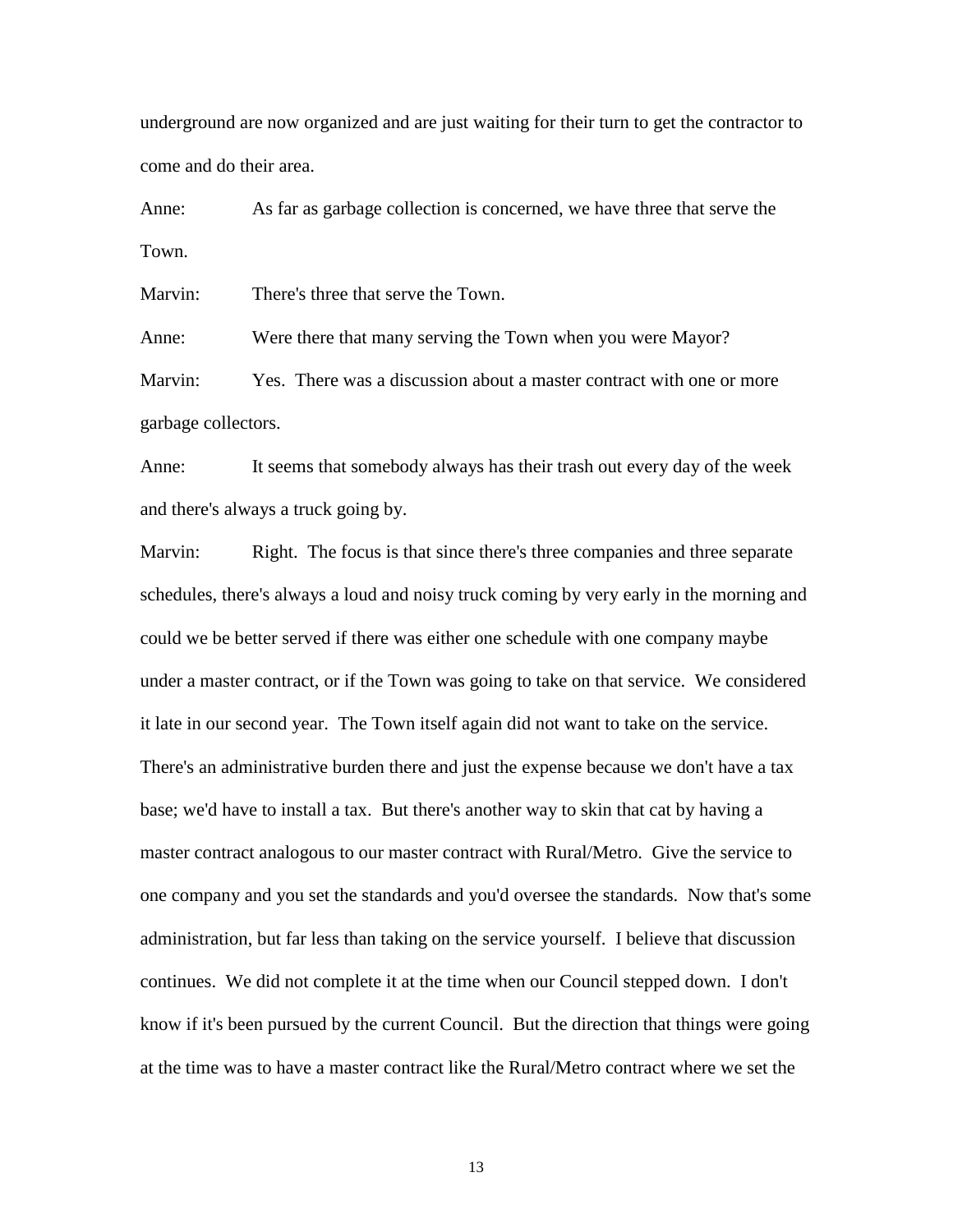underground are now organized and are just waiting for their turn to get the contractor to come and do their area.

Anne: As far as garbage collection is concerned, we have three that serve the Town.

Marvin: There's three that serve the Town.

Anne: Were there that many serving the Town when you were Mayor?

Marvin: Yes. There was a discussion about a master contract with one or more garbage collectors.

Anne: It seems that somebody always has their trash out every day of the week and there's always a truck going by.

Marvin: Right. The focus is that since there's three companies and three separate schedules, there's always a loud and noisy truck coming by very early in the morning and could we be better served if there was either one schedule with one company maybe under a master contract, or if the Town was going to take on that service. We considered it late in our second year. The Town itself again did not want to take on the service. There's an administrative burden there and just the expense because we don't have a tax base; we'd have to install a tax. But there's another way to skin that cat by having a master contract analogous to our master contract with Rural/Metro. Give the service to one company and you set the standards and you'd oversee the standards. Now that's some administration, but far less than taking on the service yourself. I believe that discussion continues. We did not complete it at the time when our Council stepped down. I don't know if it's been pursued by the current Council. But the direction that things were going at the time was to have a master contract like the Rural/Metro contract where we set the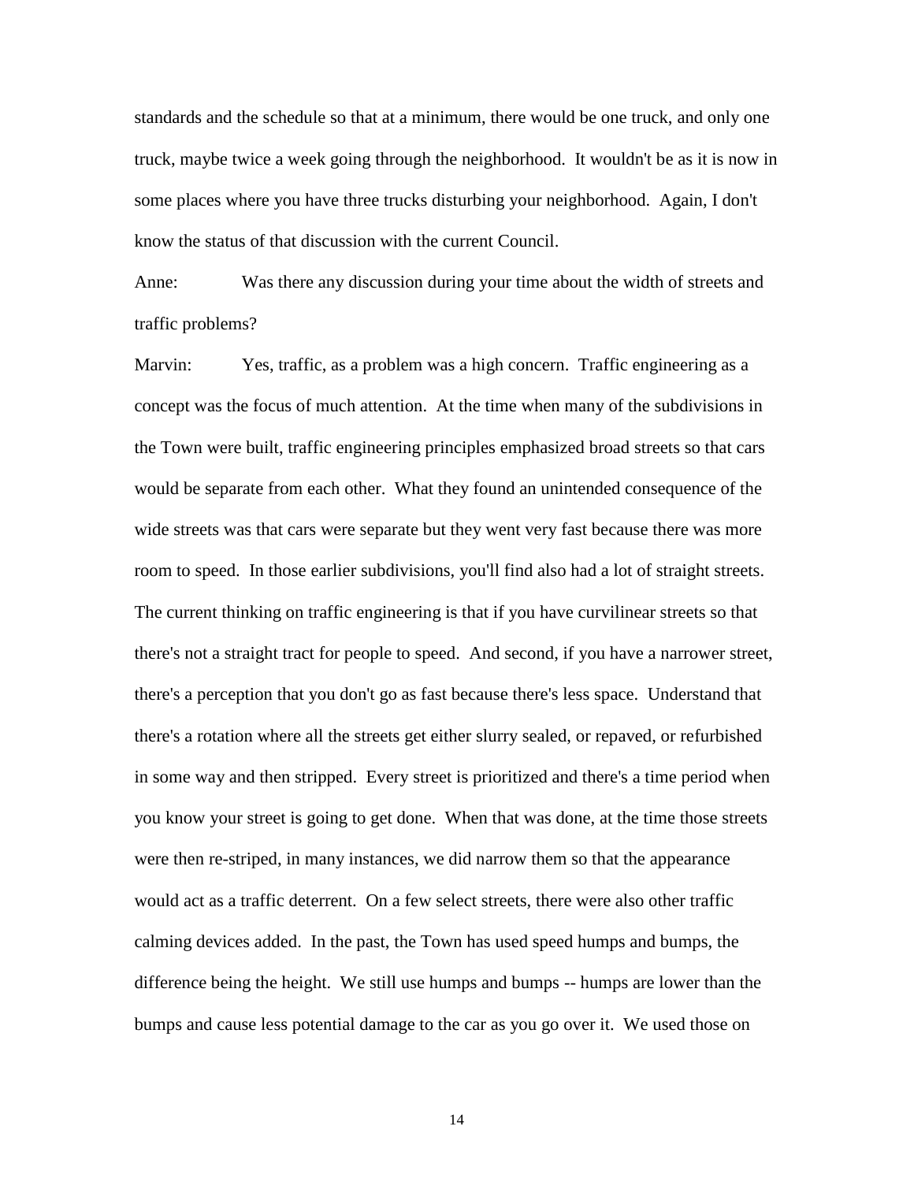standards and the schedule so that at a minimum, there would be one truck, and only one truck, maybe twice a week going through the neighborhood. It wouldn't be as it is now in some places where you have three trucks disturbing your neighborhood. Again, I don't know the status of that discussion with the current Council.

Anne: Was there any discussion during your time about the width of streets and traffic problems?

Marvin: Yes, traffic, as a problem was a high concern. Traffic engineering as a concept was the focus of much attention. At the time when many of the subdivisions in the Town were built, traffic engineering principles emphasized broad streets so that cars would be separate from each other. What they found an unintended consequence of the wide streets was that cars were separate but they went very fast because there was more room to speed. In those earlier subdivisions, you'll find also had a lot of straight streets. The current thinking on traffic engineering is that if you have curvilinear streets so that there's not a straight tract for people to speed. And second, if you have a narrower street, there's a perception that you don't go as fast because there's less space. Understand that there's a rotation where all the streets get either slurry sealed, or repaved, or refurbished in some way and then stripped. Every street is prioritized and there's a time period when you know your street is going to get done. When that was done, at the time those streets were then re-striped, in many instances, we did narrow them so that the appearance would act as a traffic deterrent. On a few select streets, there were also other traffic calming devices added. In the past, the Town has used speed humps and bumps, the difference being the height. We still use humps and bumps -- humps are lower than the bumps and cause less potential damage to the car as you go over it. We used those on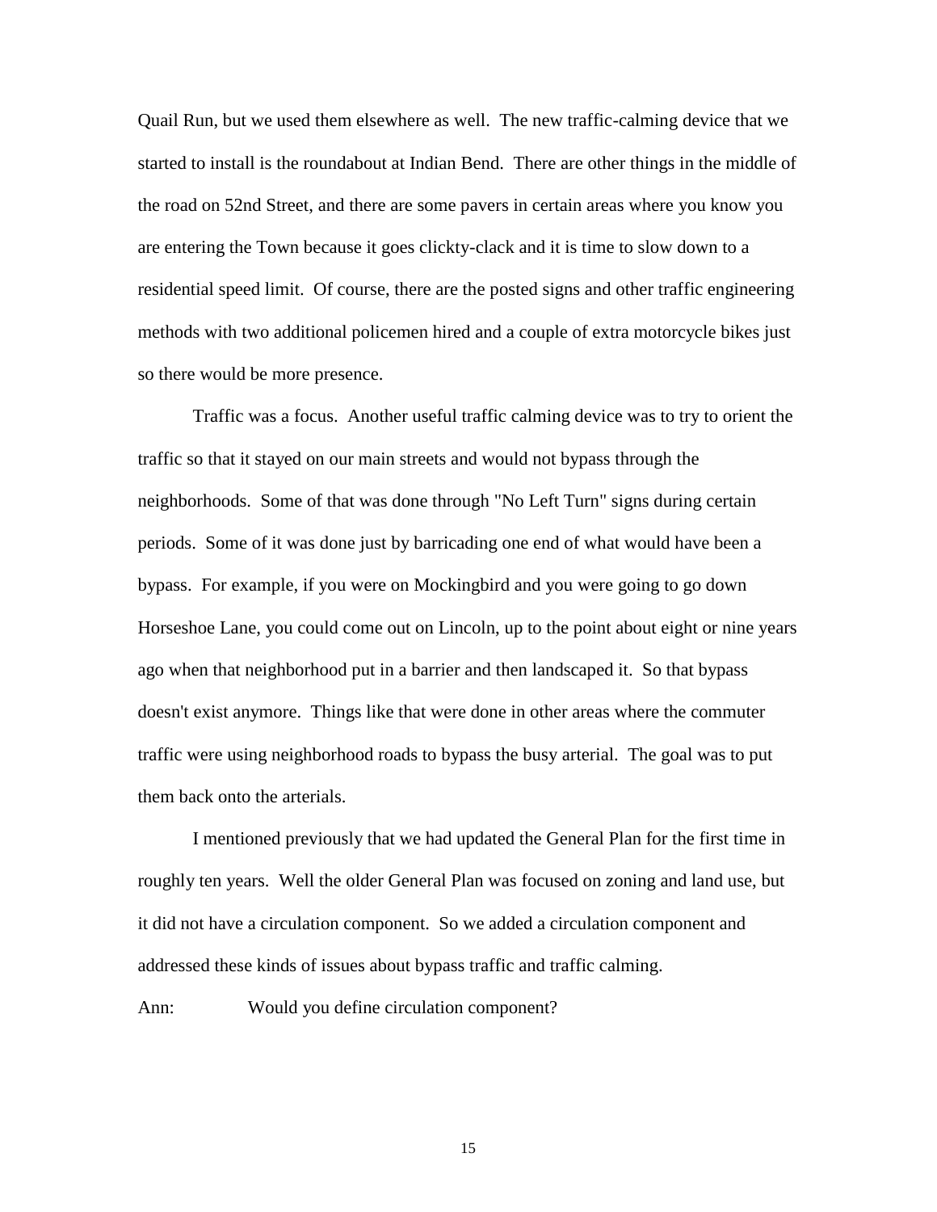Quail Run, but we used them elsewhere as well. The new traffic-calming device that we started to install is the roundabout at Indian Bend. There are other things in the middle of the road on 52nd Street, and there are some pavers in certain areas where you know you are entering the Town because it goes clickty-clack and it is time to slow down to a residential speed limit. Of course, there are the posted signs and other traffic engineering methods with two additional policemen hired and a couple of extra motorcycle bikes just so there would be more presence.

Traffic was a focus. Another useful traffic calming device was to try to orient the traffic so that it stayed on our main streets and would not bypass through the neighborhoods. Some of that was done through "No Left Turn" signs during certain periods. Some of it was done just by barricading one end of what would have been a bypass. For example, if you were on Mockingbird and you were going to go down Horseshoe Lane, you could come out on Lincoln, up to the point about eight or nine years ago when that neighborhood put in a barrier and then landscaped it. So that bypass doesn't exist anymore. Things like that were done in other areas where the commuter traffic were using neighborhood roads to bypass the busy arterial. The goal was to put them back onto the arterials.

I mentioned previously that we had updated the General Plan for the first time in roughly ten years. Well the older General Plan was focused on zoning and land use, but it did not have a circulation component. So we added a circulation component and addressed these kinds of issues about bypass traffic and traffic calming.

Ann: Would you define circulation component?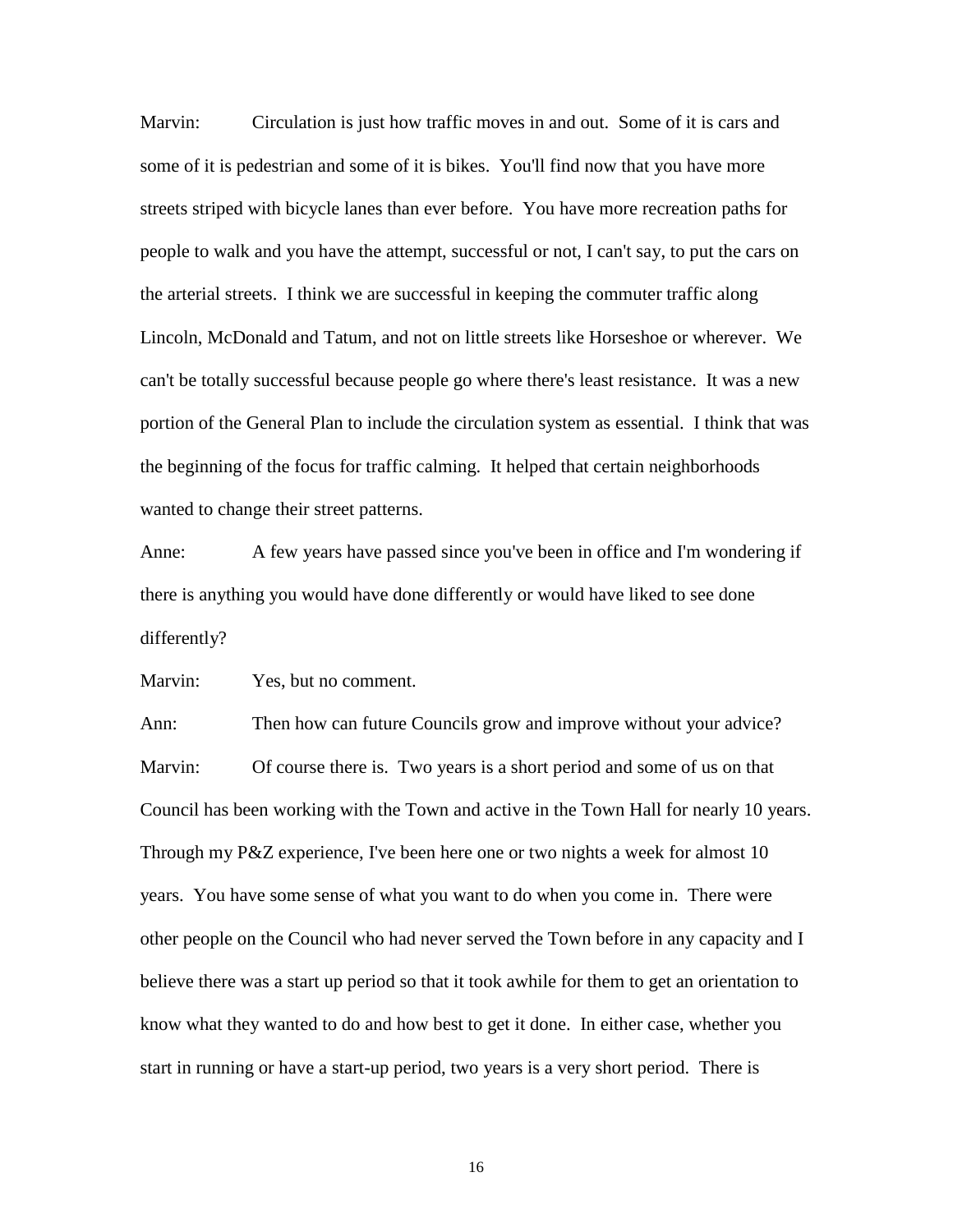Marvin: Circulation is just how traffic moves in and out. Some of it is cars and some of it is pedestrian and some of it is bikes. You'll find now that you have more streets striped with bicycle lanes than ever before. You have more recreation paths for people to walk and you have the attempt, successful or not, I can't say, to put the cars on the arterial streets. I think we are successful in keeping the commuter traffic along Lincoln, McDonald and Tatum, and not on little streets like Horseshoe or wherever. We can't be totally successful because people go where there's least resistance. It was a new portion of the General Plan to include the circulation system as essential. I think that was the beginning of the focus for traffic calming. It helped that certain neighborhoods wanted to change their street patterns.

Anne: A few years have passed since you've been in office and I'm wondering if there is anything you would have done differently or would have liked to see done differently?

Marvin: Yes, but no comment.

Ann: Then how can future Councils grow and improve without your advice?

Marvin: Of course there is. Two years is a short period and some of us on that Council has been working with the Town and active in the Town Hall for nearly 10 years. Through my P&Z experience, I've been here one or two nights a week for almost 10 years. You have some sense of what you want to do when you come in. There were other people on the Council who had never served the Town before in any capacity and I believe there was a start up period so that it took awhile for them to get an orientation to know what they wanted to do and how best to get it done. In either case, whether you start in running or have a start-up period, two years is a very short period. There is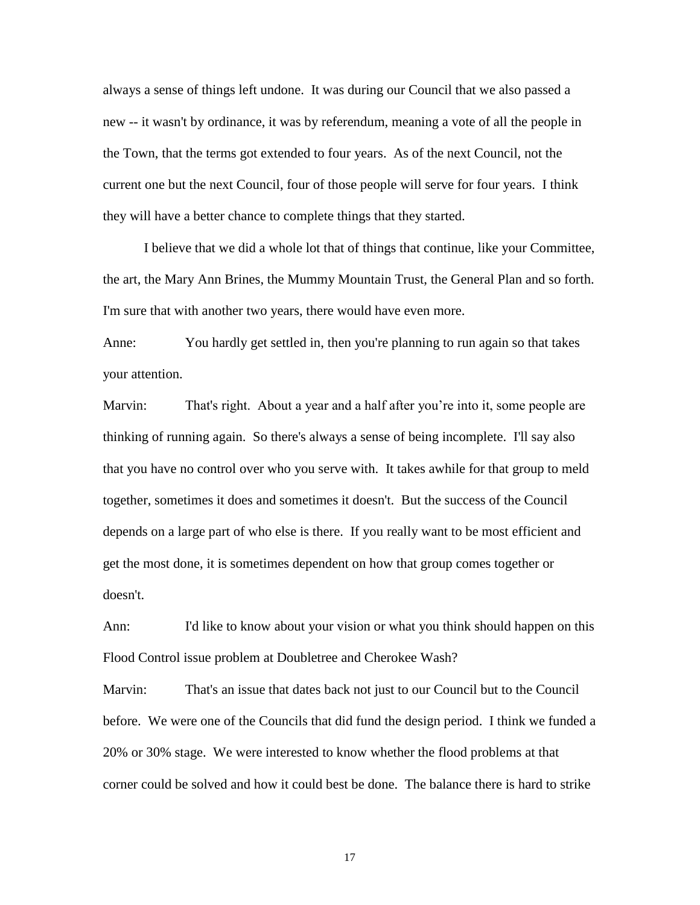always a sense of things left undone. It was during our Council that we also passed a new -- it wasn't by ordinance, it was by referendum, meaning a vote of all the people in the Town, that the terms got extended to four years. As of the next Council, not the current one but the next Council, four of those people will serve for four years. I think they will have a better chance to complete things that they started.

I believe that we did a whole lot that of things that continue, like your Committee, the art, the Mary Ann Brines, the Mummy Mountain Trust, the General Plan and so forth. I'm sure that with another two years, there would have even more.

Anne: You hardly get settled in, then you're planning to run again so that takes your attention.

Marvin: That's right. About a year and a half after you're into it, some people are thinking of running again. So there's always a sense of being incomplete. I'll say also that you have no control over who you serve with. It takes awhile for that group to meld together, sometimes it does and sometimes it doesn't. But the success of the Council depends on a large part of who else is there. If you really want to be most efficient and get the most done, it is sometimes dependent on how that group comes together or doesn't.

Ann: I'd like to know about your vision or what you think should happen on this Flood Control issue problem at Doubletree and Cherokee Wash?

Marvin: That's an issue that dates back not just to our Council but to the Council before. We were one of the Councils that did fund the design period. I think we funded a 20% or 30% stage. We were interested to know whether the flood problems at that corner could be solved and how it could best be done. The balance there is hard to strike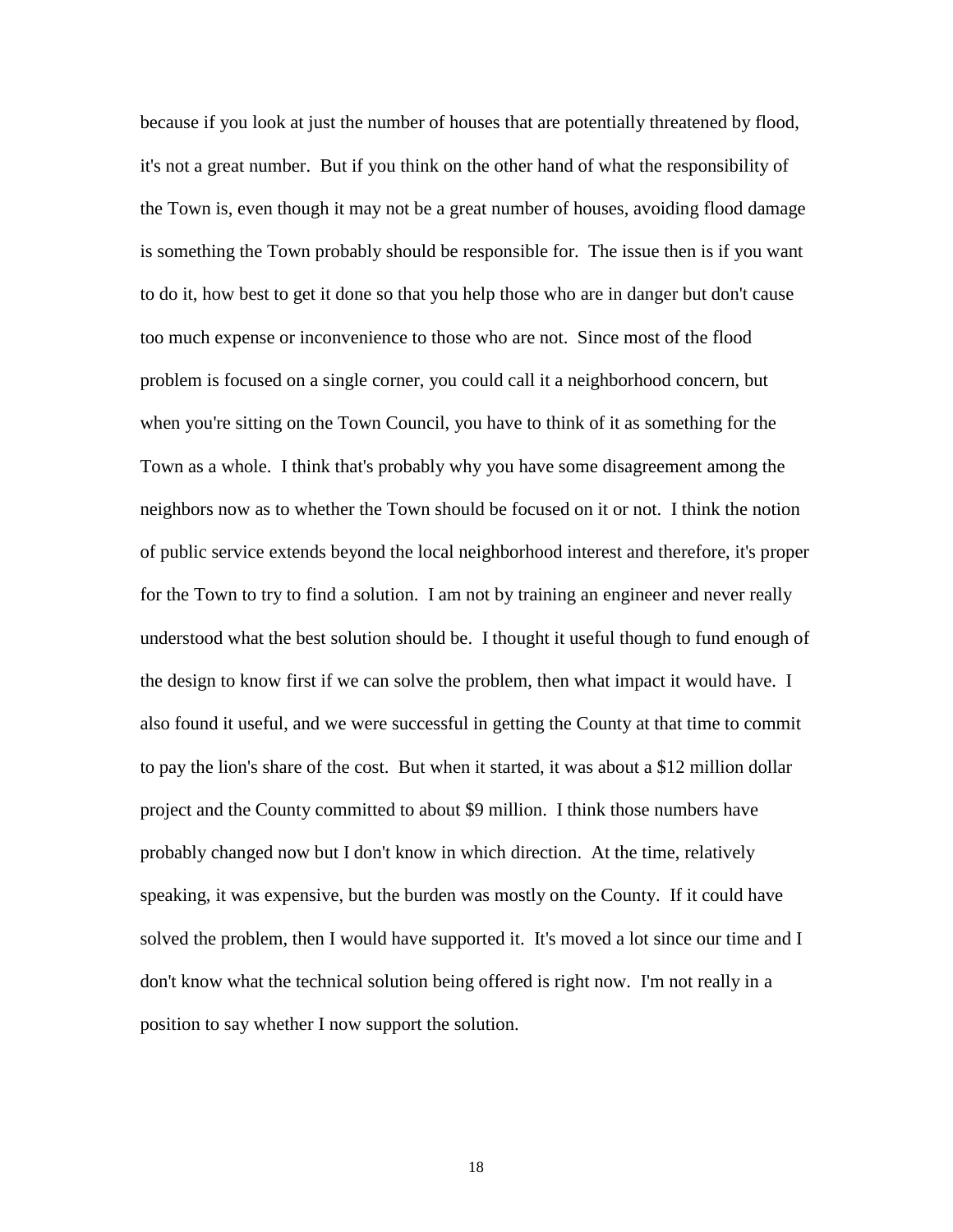because if you look at just the number of houses that are potentially threatened by flood, it's not a great number. But if you think on the other hand of what the responsibility of the Town is, even though it may not be a great number of houses, avoiding flood damage is something the Town probably should be responsible for. The issue then is if you want to do it, how best to get it done so that you help those who are in danger but don't cause too much expense or inconvenience to those who are not. Since most of the flood problem is focused on a single corner, you could call it a neighborhood concern, but when you're sitting on the Town Council, you have to think of it as something for the Town as a whole. I think that's probably why you have some disagreement among the neighbors now as to whether the Town should be focused on it or not. I think the notion of public service extends beyond the local neighborhood interest and therefore, it's proper for the Town to try to find a solution. I am not by training an engineer and never really understood what the best solution should be. I thought it useful though to fund enough of the design to know first if we can solve the problem, then what impact it would have. I also found it useful, and we were successful in getting the County at that time to commit to pay the lion's share of the cost. But when it started, it was about a $12 million dollar project and the County committed to about $9 million. I think those numbers have probably changed now but I don't know in which direction. At the time, relatively speaking, it was expensive, but the burden was mostly on the County. If it could have solved the problem, then I would have supported it. It's moved a lot since our time and I don't know what the technical solution being offered is right now. I'm not really in a position to say whether I now support the solution.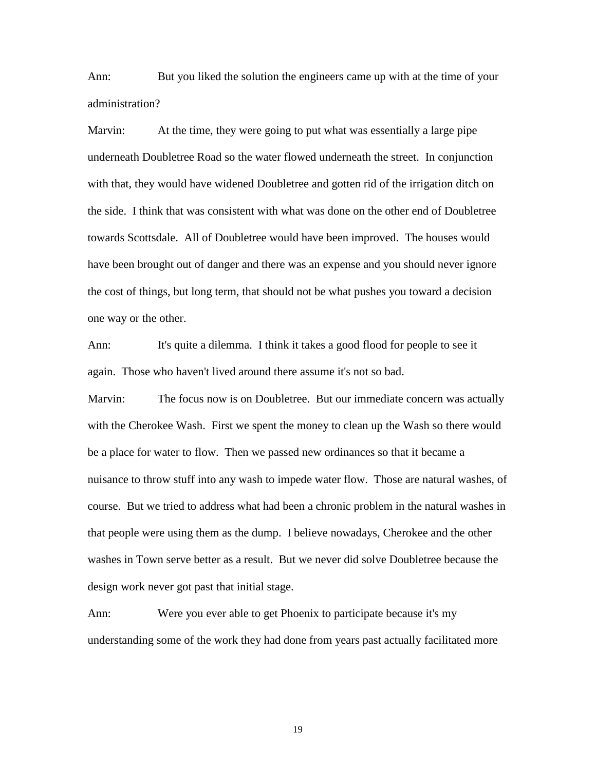Ann: But you liked the solution the engineers came up with at the time of your administration?

Marvin: At the time, they were going to put what was essentially a large pipe underneath Doubletree Road so the water flowed underneath the street. In conjunction with that, they would have widened Doubletree and gotten rid of the irrigation ditch on the side. I think that was consistent with what was done on the other end of Doubletree towards Scottsdale. All of Doubletree would have been improved. The houses would have been brought out of danger and there was an expense and you should never ignore the cost of things, but long term, that should not be what pushes you toward a decision one way or the other.

Ann: It's quite a dilemma. I think it takes a good flood for people to see it again. Those who haven't lived around there assume it's not so bad.

Marvin: The focus now is on Doubletree. But our immediate concern was actually with the Cherokee Wash. First we spent the money to clean up the Wash so there would be a place for water to flow. Then we passed new ordinances so that it became a nuisance to throw stuff into any wash to impede water flow. Those are natural washes, of course. But we tried to address what had been a chronic problem in the natural washes in that people were using them as the dump. I believe nowadays, Cherokee and the other washes in Town serve better as a result. But we never did solve Doubletree because the design work never got past that initial stage.

Ann: Were you ever able to get Phoenix to participate because it's my understanding some of the work they had done from years past actually facilitated more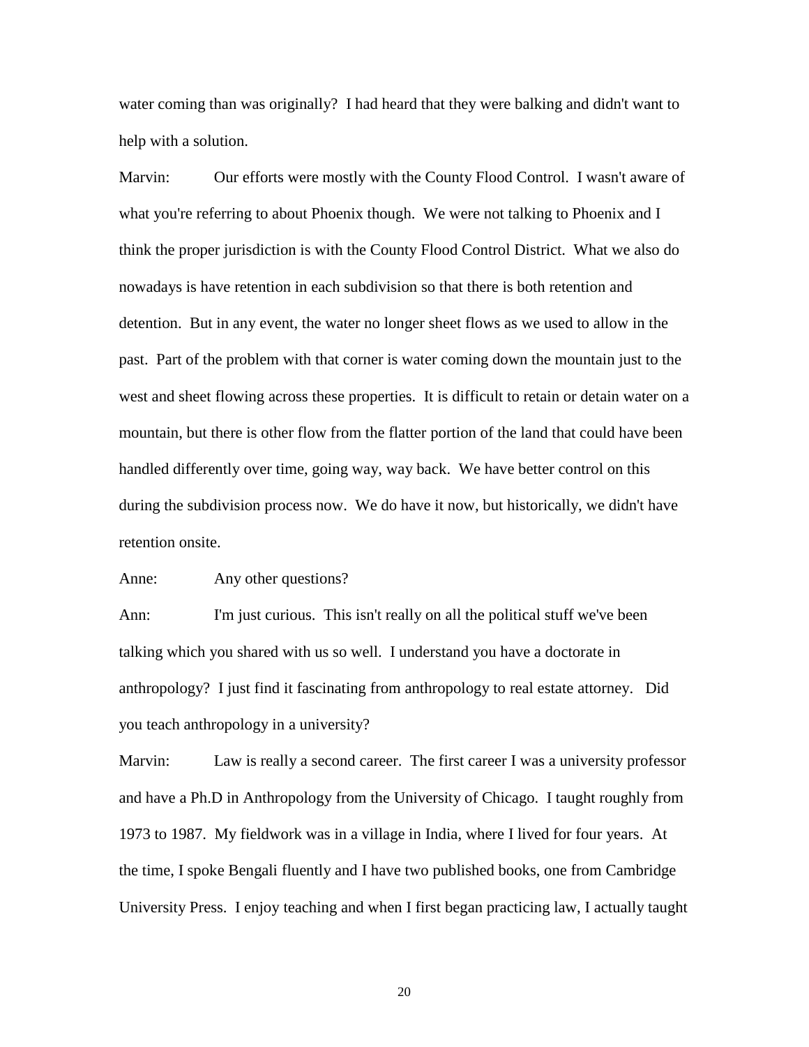water coming than was originally? I had heard that they were balking and didn't want to help with a solution.

Marvin: Our efforts were mostly with the County Flood Control. I wasn't aware of what you're referring to about Phoenix though. We were not talking to Phoenix and I think the proper jurisdiction is with the County Flood Control District. What we also do nowadays is have retention in each subdivision so that there is both retention and detention. But in any event, the water no longer sheet flows as we used to allow in the past. Part of the problem with that corner is water coming down the mountain just to the west and sheet flowing across these properties. It is difficult to retain or detain water on a mountain, but there is other flow from the flatter portion of the land that could have been handled differently over time, going way, way back. We have better control on this during the subdivision process now. We do have it now, but historically, we didn't have retention onsite.

Anne: Any other questions?

Ann: I'm just curious. This isn't really on all the political stuff we've been talking which you shared with us so well. I understand you have a doctorate in anthropology? I just find it fascinating from anthropology to real estate attorney. Did you teach anthropology in a university?

Marvin: Law is really a second career. The first career I was a university professor and have a Ph.D in Anthropology from the University of Chicago. I taught roughly from 1973 to 1987. My fieldwork was in a village in India, where I lived for four years. At the time, I spoke Bengali fluently and I have two published books, one from Cambridge University Press. I enjoy teaching and when I first began practicing law, I actually taught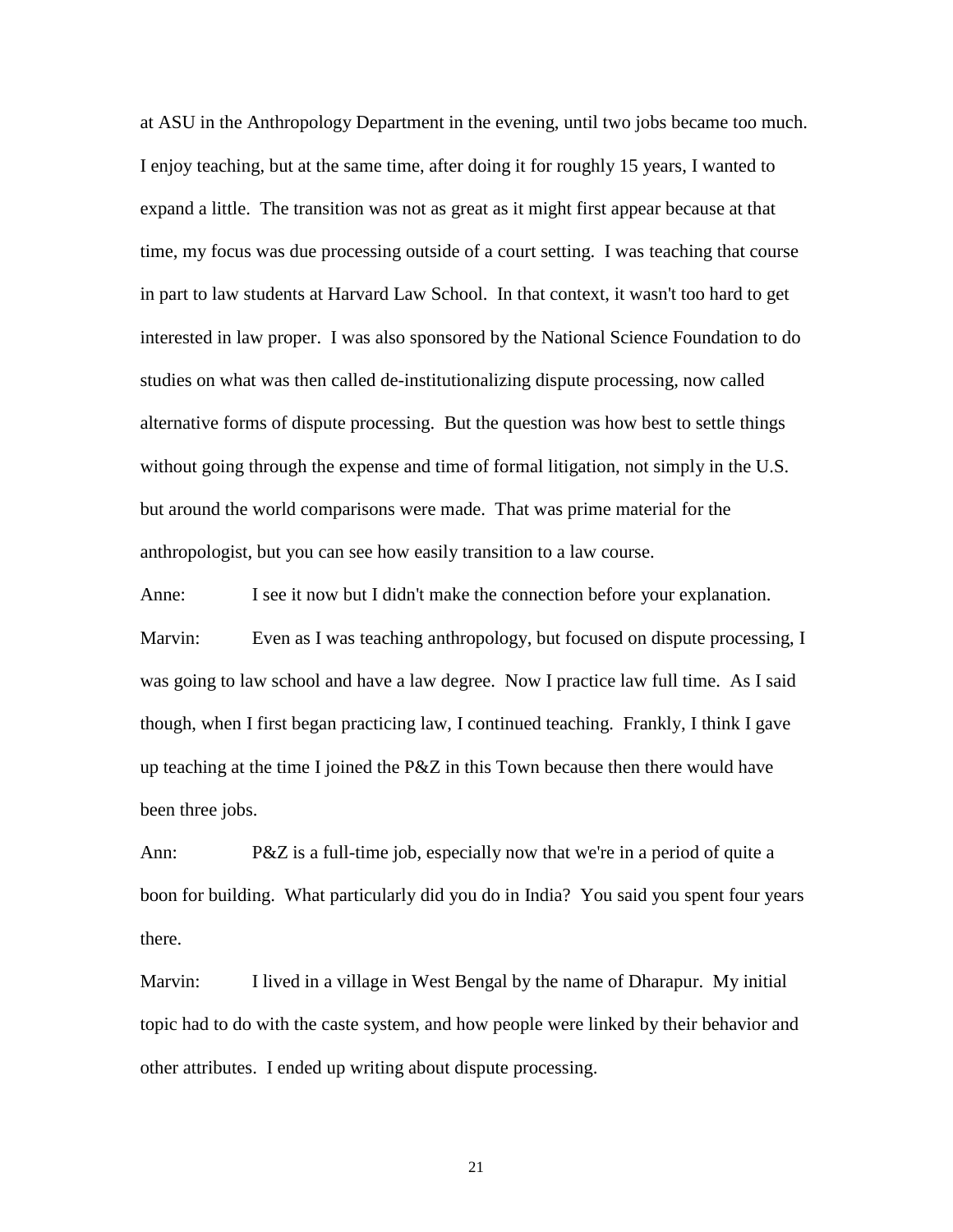at ASU in the Anthropology Department in the evening, until two jobs became too much. I enjoy teaching, but at the same time, after doing it for roughly 15 years, I wanted to expand a little. The transition was not as great as it might first appear because at that time, my focus was due processing outside of a court setting. I was teaching that course in part to law students at Harvard Law School. In that context, it wasn't too hard to get interested in law proper. I was also sponsored by the National Science Foundation to do studies on what was then called de-institutionalizing dispute processing, now called alternative forms of dispute processing. But the question was how best to settle things without going through the expense and time of formal litigation, not simply in the U.S. but around the world comparisons were made. That was prime material for the anthropologist, but you can see how easily transition to a law course.

Anne: I see it now but I didn't make the connection before your explanation.

Marvin: Even as I was teaching anthropology, but focused on dispute processing, I was going to law school and have a law degree. Now I practice law full time. As I said though, when I first began practicing law, I continued teaching. Frankly, I think I gave up teaching at the time I joined the P&Z in this Town because then there would have been three jobs.

Ann: P&Z is a full-time job, especially now that we're in a period of quite a boon for building. What particularly did you do in India? You said you spent four years there.

Marvin: I lived in a village in West Bengal by the name of Dharapur. My initial topic had to do with the caste system, and how people were linked by their behavior and other attributes. I ended up writing about dispute processing.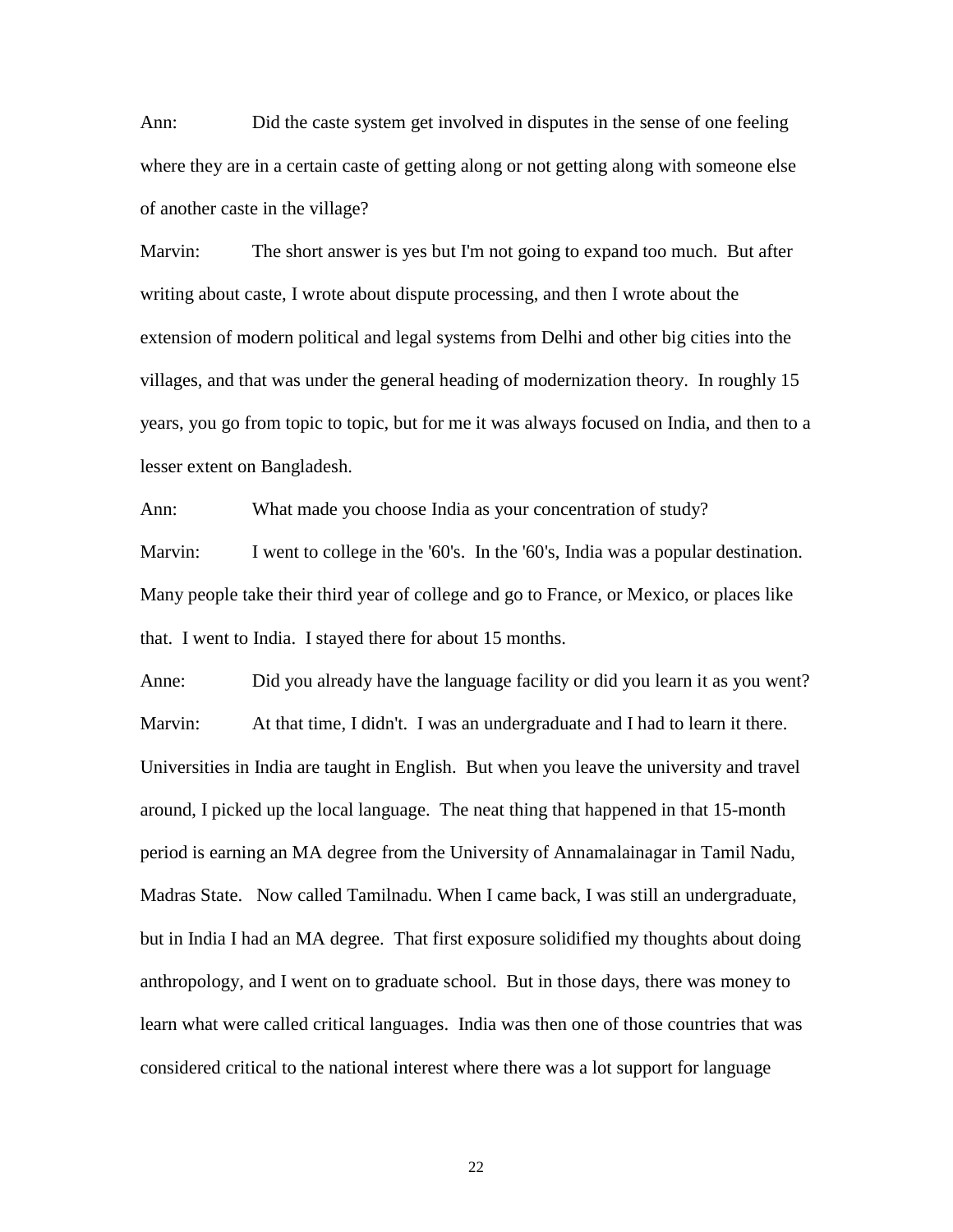Ann: Did the caste system get involved in disputes in the sense of one feeling where they are in a certain caste of getting along or not getting along with someone else of another caste in the village?

Marvin: The short answer is yes but I'm not going to expand too much. But after writing about caste, I wrote about dispute processing, and then I wrote about the extension of modern political and legal systems from Delhi and other big cities into the villages, and that was under the general heading of modernization theory. In roughly 15 years, you go from topic to topic, but for me it was always focused on India, and then to a lesser extent on Bangladesh.

Ann: What made you choose India as your concentration of study?

Marvin: I went to college in the '60's. In the '60's, India was a popular destination. Many people take their third year of college and go to France, or Mexico, or places like that. I went to India. I stayed there for about 15 months.

Anne: Did you already have the language facility or did you learn it as you went?

Marvin: At that time, I didn't. I was an undergraduate and I had to learn it there. Universities in India are taught in English. But when you leave the university and travel around, I picked up the local language. The neat thing that happened in that 15-month period is earning an MA degree from the University of Annamalainagar in Tamil Nadu, Madras State. Now called Tamilnadu. When I came back, I was still an undergraduate, but in India I had an MA degree. That first exposure solidified my thoughts about doing anthropology, and I went on to graduate school. But in those days, there was money to learn what were called critical languages. India was then one of those countries that was considered critical to the national interest where there was a lot support for language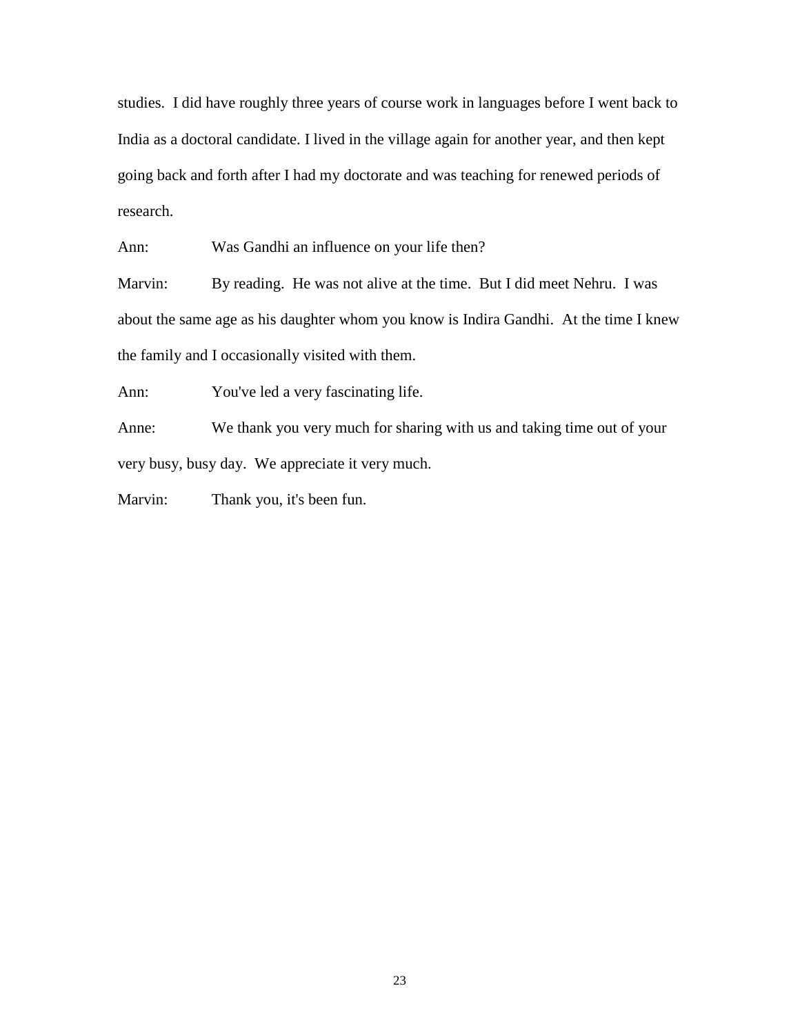studies. I did have roughly three years of course work in languages before I went back to India as a doctoral candidate. I lived in the village again for another year, and then kept going back and forth after I had my doctorate and was teaching for renewed periods of research.

Ann: Was Gandhi an influence on your life then?

Marvin: By reading. He was not alive at the time. But I did meet Nehru. I was about the same age as his daughter whom you know is Indira Gandhi. At the time I knew the family and I occasionally visited with them.

Ann: You've led a very fascinating life.

Anne: We thank you very much for sharing with us and taking time out of your very busy, busy day. We appreciate it very much.

Marvin: Thank you, it's been fun.